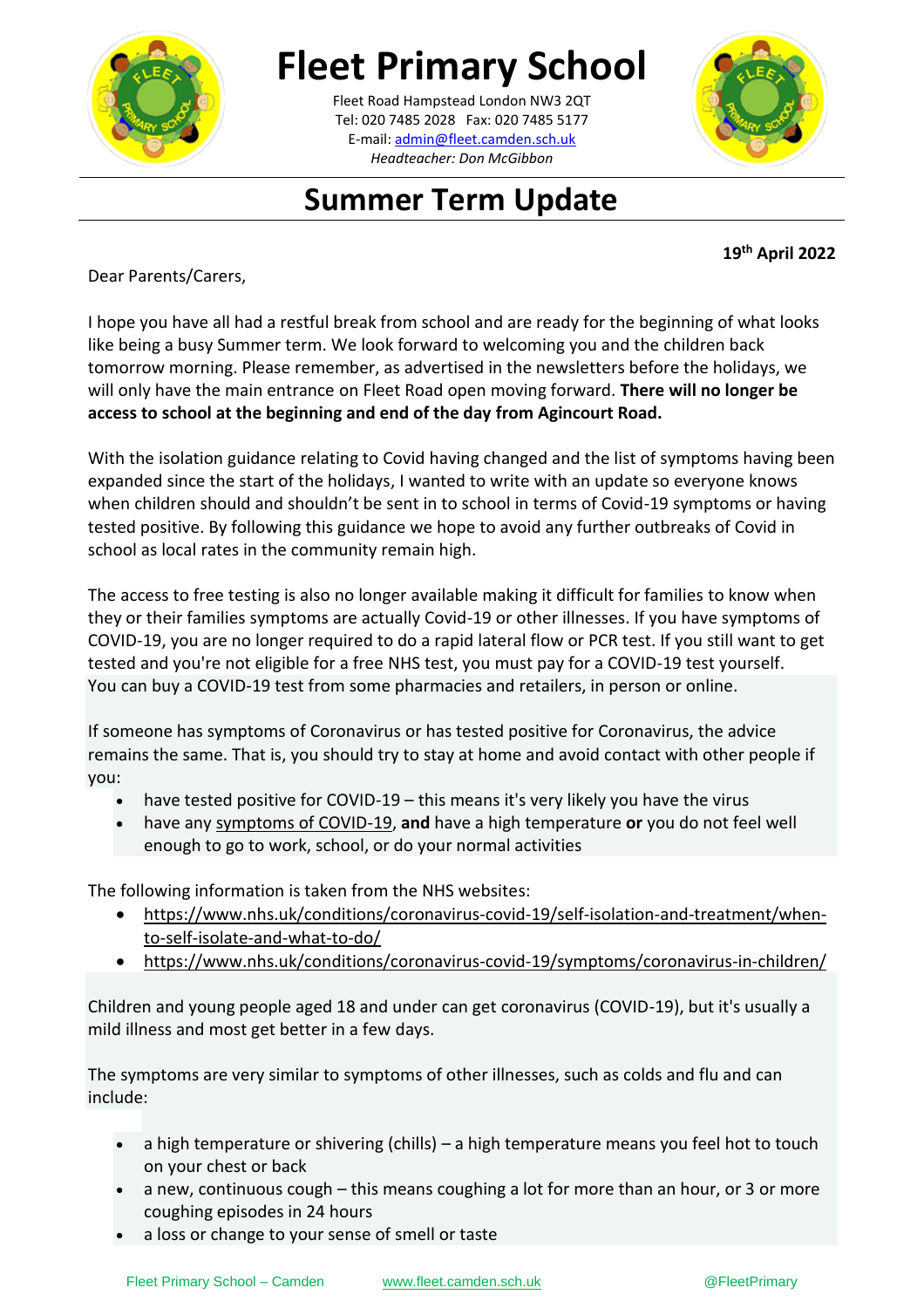# Fleet Primary School

Fleet Road Hampstead London NW3 2QT
Tel: 020 7485 2028 Fax: 020 7485 5177
E-mail: admin@fleet.camden.sch.uk
*Headteacher: Don McGibbon*

## Summer Term Update

**19th April 2022**

Dear Parents/Carers,

I hope you have all had a restful break from school and are ready for the beginning of what looks like being a busy Summer term. We look forward to welcoming you and the children back tomorrow morning. Please remember, as advertised in the newsletters before the holidays, we will only have the main entrance on Fleet Road open moving forward. **There will no longer be access to school at the beginning and end of the day from Agincourt Road.**

With the isolation guidance relating to Covid having changed and the list of symptoms having been expanded since the start of the holidays, I wanted to write with an update so everyone knows when children should and shouldn't be sent in to school in terms of Covid-19 symptoms or having tested positive. By following this guidance we hope to avoid any further outbreaks of Covid in school as local rates in the community remain high.

The access to free testing is also no longer available making it difficult for families to know when they or their families symptoms are actually Covid-19 or other illnesses. If you have symptoms of COVID-19, you are no longer required to do a rapid lateral flow or PCR test. If you still want to get tested and you're not eligible for a free NHS test, you must pay for a COVID-19 test yourself. You can buy a COVID-19 test from some pharmacies and retailers, in person or online.

If someone has symptoms of Coronavirus or has tested positive for Coronavirus, the advice remains the same. That is, you should try to stay at home and avoid contact with other people if you:

- have tested positive for COVID-19 – this means it's very likely you have the virus
- have any symptoms of COVID-19, **and** have a high temperature **or** you do not feel well enough to go to work, school, or do your normal activities

The following information is taken from the NHS websites:

- https://www.nhs.uk/conditions/coronavirus-covid-19/self-isolation-and-treatment/when-to-self-isolate-and-what-to-do/
- https://www.nhs.uk/conditions/coronavirus-covid-19/symptoms/coronavirus-in-children/

Children and young people aged 18 and under can get coronavirus (COVID-19), but it's usually a mild illness and most get better in a few days.

The symptoms are very similar to symptoms of other illnesses, such as colds and flu and can include:

- a high temperature or shivering (chills) – a high temperature means you feel hot to touch on your chest or back
- a new, continuous cough – this means coughing a lot for more than an hour, or 3 or more coughing episodes in 24 hours
- a loss or change to your sense of smell or taste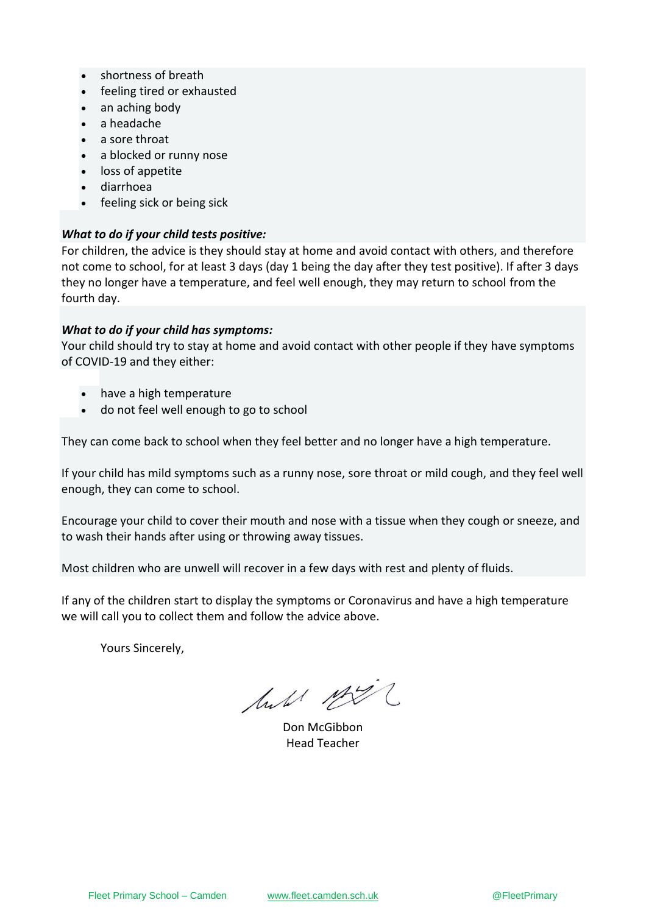- shortness of breath
- feeling tired or exhausted
- an aching body
- a headache
- a sore throat
- a blocked or runny nose
- loss of appetite
- diarrhoea
- feeling sick or being sick

***What to do if your child tests positive:***
For children, the advice is they should stay at home and avoid contact with others, and therefore not come to school, for at least 3 days (day 1 being the day after they test positive). If after 3 days they no longer have a temperature, and feel well enough, they may return to school from the fourth day.

***What to do if your child has symptoms:***
Your child should try to stay at home and avoid contact with other people if they have symptoms of COVID-19 and they either:

- have a high temperature
- do not feel well enough to go to school

They can come back to school when they feel better and no longer have a high temperature.

If your child has mild symptoms such as a runny nose, sore throat or mild cough, and they feel well enough, they can come to school.

Encourage your child to cover their mouth and nose with a tissue when they cough or sneeze, and to wash their hands after using or throwing away tissues.

Most children who are unwell will recover in a few days with rest and plenty of fluids.

If any of the children start to display the symptoms or Coronavirus and have a high temperature we will call you to collect them and follow the advice above.

Yours Sincerely,

Don McGibbon
Head Teacher